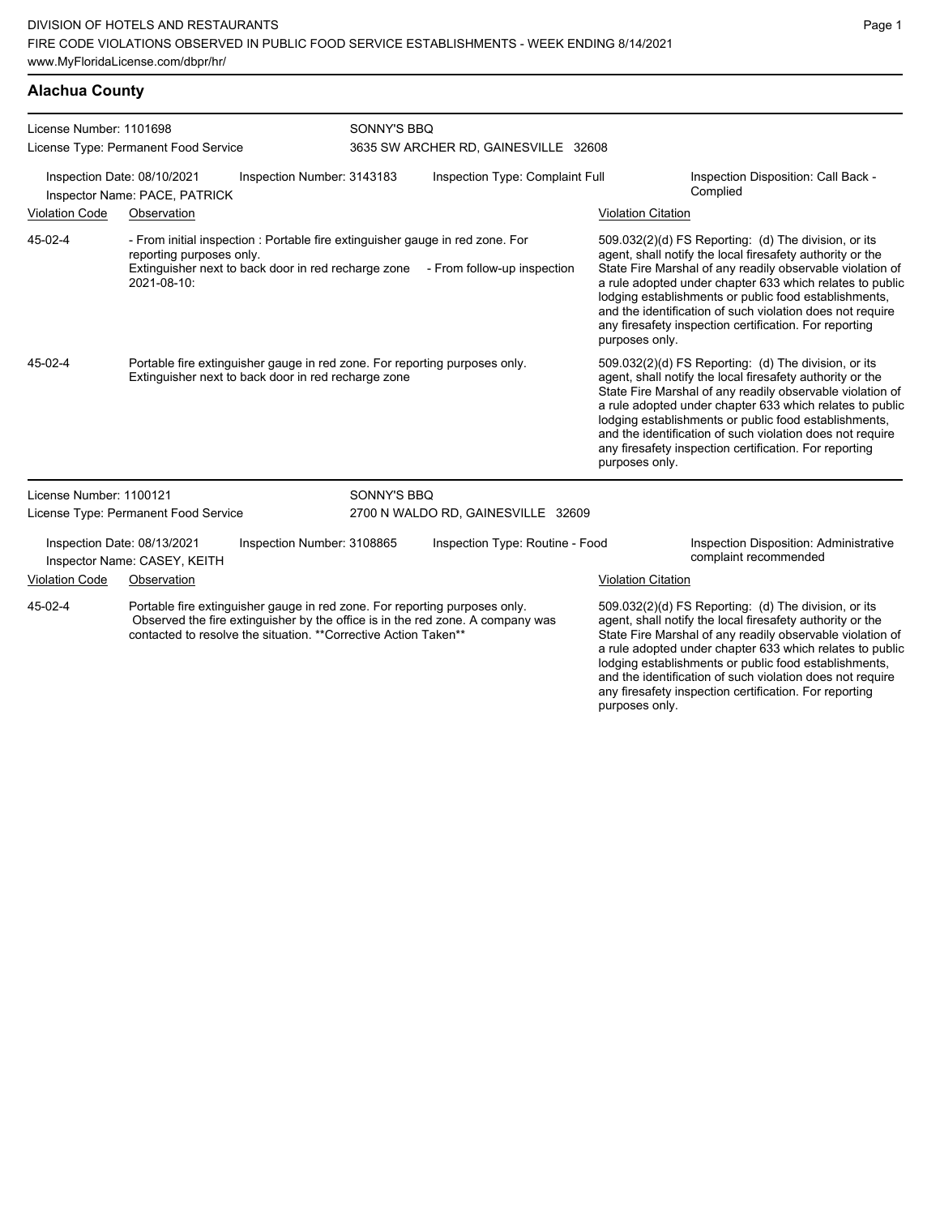DIVISION OF HOTELS AND RESTAURANTS
FIRE CODE VIOLATIONS OBSERVED IN PUBLIC FOOD SERVICE ESTABLISHMENTS - WEEK ENDING 8/14/2021
www.MyFloridaLicense.com/dbpr/hr/

## Alachua County

**License Number:** 1101698
**License Type:** Permanent Food Service
**SONNY'S BBQ**
3635 SW ARCHER RD, GAINESVILLE 32608

**Inspection Date:** 08/10/2021
**Inspection Number:** 3143183
**Inspection Type:** Complaint Full
**Inspection Disposition:** Call Back - Complied
**Inspector Name:** PACE, PATRICK

| Violation Code | Observation | Violation Citation |
| --- | --- | --- |
| 45-02-4 | - From initial inspection : Portable fire extinguisher gauge in red zone. For reporting purposes only. Extinguisher next to back door in red recharge zone - From follow-up inspection 2021-08-10: | 509.032(2)(d) FS Reporting: (d) The division, or its agent, shall notify the local firesafety authority or the State Fire Marshal of any readily observable violation of a rule adopted under chapter 633 which relates to public lodging establishments or public food establishments, and the identification of such violation does not require any firesafety inspection certification. For reporting purposes only. |
| 45-02-4 | Portable fire extinguisher gauge in red zone. For reporting purposes only. Extinguisher next to back door in red recharge zone | 509.032(2)(d) FS Reporting: (d) The division, or its agent, shall notify the local firesafety authority or the State Fire Marshal of any readily observable violation of a rule adopted under chapter 633 which relates to public lodging establishments or public food establishments, and the identification of such violation does not require any firesafety inspection certification. For reporting purposes only. |

**License Number:** 1100121
**License Type:** Permanent Food Service
**SONNY'S BBQ**
2700 N WALDO RD, GAINESVILLE 32609

**Inspection Date:** 08/13/2021
**Inspection Number:** 3108865
**Inspection Type:** Routine - Food
**Inspection Disposition:** Administrative complaint recommended
**Inspector Name:** CASEY, KEITH

| Violation Code | Observation | Violation Citation |
| --- | --- | --- |
| 45-02-4 | Portable fire extinguisher gauge in red zone. For reporting purposes only. Observed the fire extinguisher by the office is in the red zone. A company was contacted to resolve the situation. **Corrective Action Taken** | 509.032(2)(d) FS Reporting: (d) The division, or its agent, shall notify the local firesafety authority or the State Fire Marshal of any readily observable violation of a rule adopted under chapter 633 which relates to public lodging establishments or public food establishments, and the identification of such violation does not require any firesafety inspection certification. For reporting purposes only. |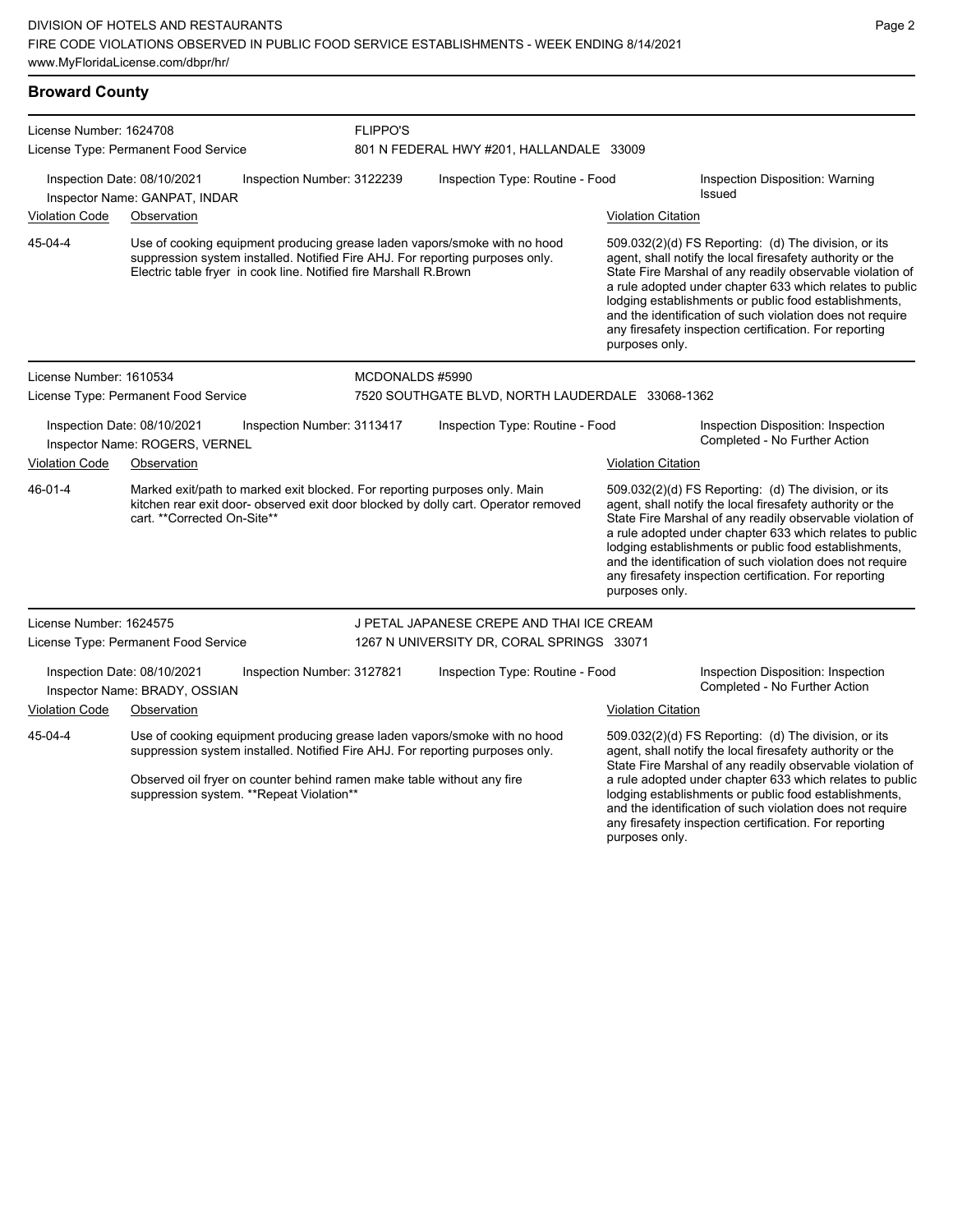## Broward County

**License Number:** 1624708
**License Type:** Permanent Food Service
**FLIPPO'S**
801 N FEDERAL HWY #201, HALLANDALE 33009

**Inspection Date:** 08/10/2021 | **Inspection Number:** 3122239 | **Inspection Type:** Routine - Food | **Inspection Disposition:** Warning Issued
**Inspector Name:** GANPAT, INDAR

| Violation Code | Observation | Violation Citation |
|---|---|---|
| 45-04-4 | Use of cooking equipment producing grease laden vapors/smoke with no hood suppression system installed. Notified Fire AHJ. For reporting purposes only. Electric table fryer in cook line. Notified fire Marshall R.Brown | 509.032(2)(d) FS Reporting: (d) The division, or its agent, shall notify the local firesafety authority or the State Fire Marshal of any readily observable violation of a rule adopted under chapter 633 which relates to public lodging establishments or public food establishments, and the identification of such violation does not require any firesafety inspection certification. For reporting purposes only. |

---

**License Number:** 1610534
**License Type:** Permanent Food Service
**MCDONALDS #5990**
7520 SOUTHGATE BLVD, NORTH LAUDERDALE 33068-1362

**Inspection Date:** 08/10/2021 | **Inspection Number:** 3113417 | **Inspection Type:** Routine - Food | **Inspection Disposition:** Inspection Completed - No Further Action
**Inspector Name:** ROGERS, VERNEL

| Violation Code | Observation | Violation Citation |
|---|---|---|
| 46-01-4 | Marked exit/path to marked exit blocked. For reporting purposes only. Main kitchen rear exit door- observed exit door blocked by dolly cart. Operator removed cart. **Corrected On-Site** | 509.032(2)(d) FS Reporting: (d) The division, or its agent, shall notify the local firesafety authority or the State Fire Marshal of any readily observable violation of a rule adopted under chapter 633 which relates to public lodging establishments or public food establishments, and the identification of such violation does not require any firesafety inspection certification. For reporting purposes only. |

---

**License Number:** 1624575
**License Type:** Permanent Food Service
**J PETAL JAPANESE CREPE AND THAI ICE CREAM**
1267 N UNIVERSITY DR, CORAL SPRINGS 33071

**Inspection Date:** 08/10/2021 | **Inspection Number:** 3127821 | **Inspection Type:** Routine - Food | **Inspection Disposition:** Inspection Completed - No Further Action
**Inspector Name:** BRADY, OSSIAN

| Violation Code | Observation | Violation Citation |
|---|---|---|
| 45-04-4 | Use of cooking equipment producing grease laden vapors/smoke with no hood suppression system installed. Notified Fire AHJ. For reporting purposes only. Observed oil fryer on counter behind ramen make table without any fire suppression system. **Repeat Violation** | 509.032(2)(d) FS Reporting: (d) The division, or its agent, shall notify the local firesafety authority or the State Fire Marshal of any readily observable violation of a rule adopted under chapter 633 which relates to public lodging establishments or public food establishments, and the identification of such violation does not require any firesafety inspection certification. For reporting purposes only. |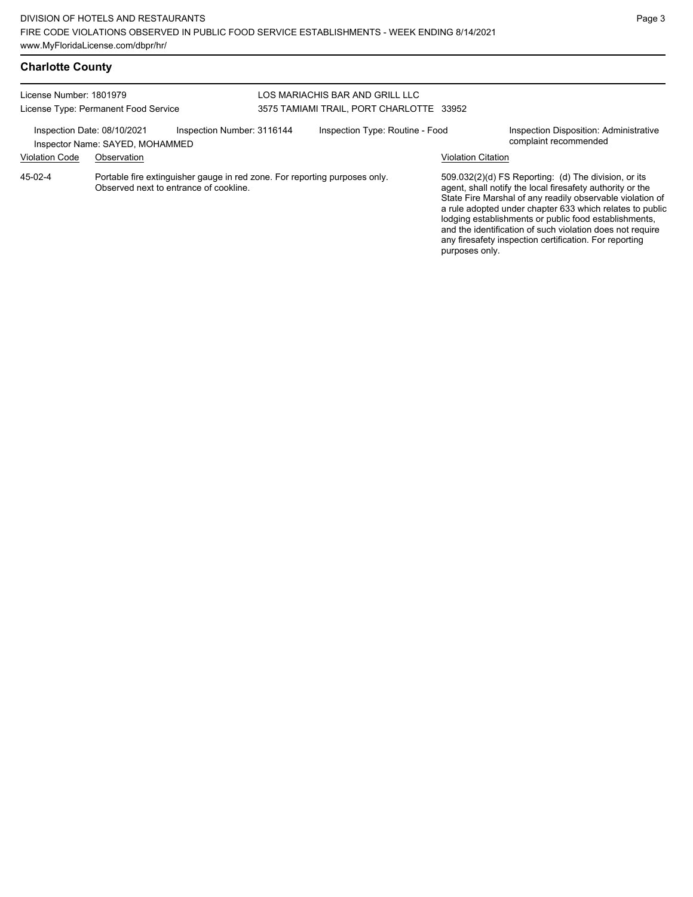## Charlotte County

License Number: 1801979
License Type: Permanent Food Service

LOS MARIACHIS BAR AND GRILL LLC
3575 TAMIAMI TRAIL, PORT CHARLOTTE 33952

Inspection Date: 08/10/2021
Inspector Name: SAYED, MOHAMMED
Inspection Number: 3116144
Inspection Type: Routine - Food
Inspection Disposition: Administrative complaint recommended

| Violation Code | Observation | Violation Citation |
| --- | --- | --- |
| 45-02-4 | Portable fire extinguisher gauge in red zone. For reporting purposes only. Observed next to entrance of cookline. | 509.032(2)(d) FS Reporting: (d) The division, or its agent, shall notify the local firesafety authority or the State Fire Marshal of any readily observable violation of a rule adopted under chapter 633 which relates to public lodging establishments or public food establishments, and the identification of such violation does not require any firesafety inspection certification. For reporting purposes only. |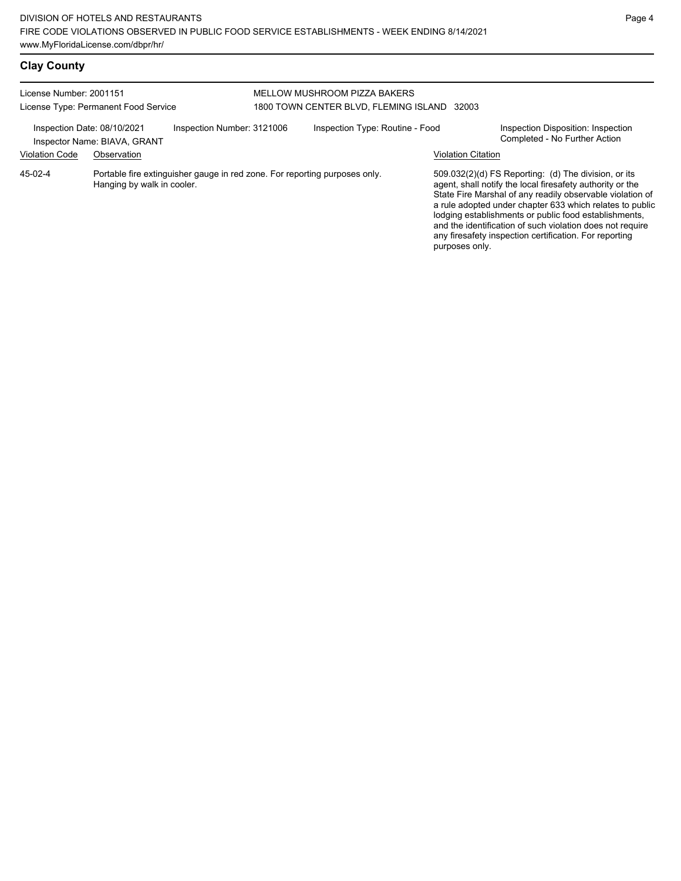## Clay County

License Number: 2001151
License Type: Permanent Food Service

MELLOW MUSHROOM PIZZA BAKERS
1800 TOWN CENTER BLVD, FLEMING ISLAND 32003

Inspection Date: 08/10/2021
Inspector Name: BIAVA, GRANT
Inspection Number: 3121006
Inspection Type: Routine - Food
Inspection Disposition: Inspection Completed - No Further Action

| Violation Code | Observation | Violation Citation |
| --- | --- | --- |
| 45-02-4 | Portable fire extinguisher gauge in red zone. For reporting purposes only. Hanging by walk in cooler. | 509.032(2)(d) FS Reporting: (d) The division, or its agent, shall notify the local firesafety authority or the State Fire Marshal of any readily observable violation of a rule adopted under chapter 633 which relates to public lodging establishments or public food establishments, and the identification of such violation does not require any firesafety inspection certification. For reporting purposes only. |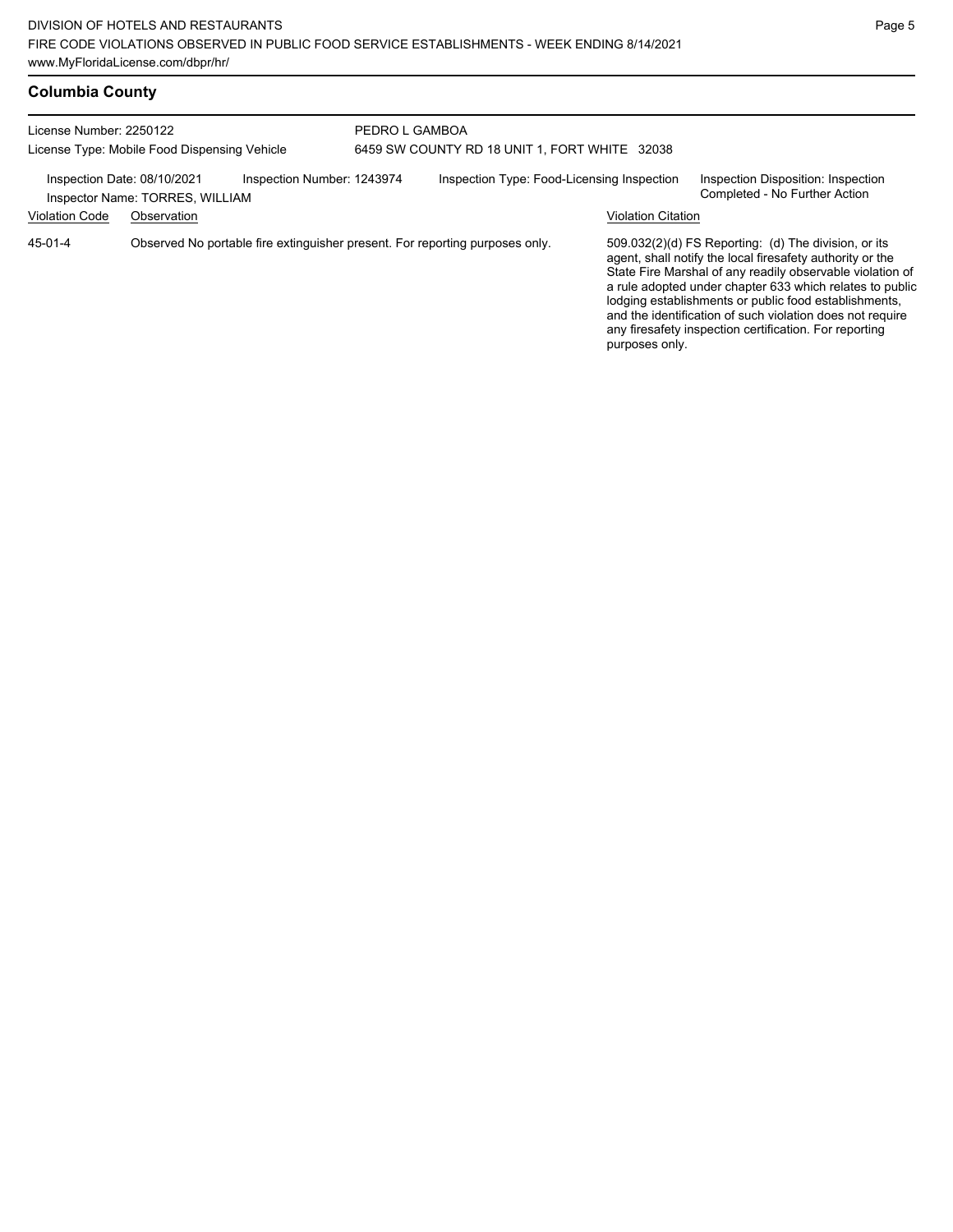## Columbia County

License Number: 2250122
License Type: Mobile Food Dispensing Vehicle

PEDRO L GAMBOA
6459 SW COUNTY RD 18 UNIT 1, FORT WHITE 32038

Inspection Date: 08/10/2021
Inspector Name: TORRES, WILLIAM
Inspection Number: 1243974
Inspection Type: Food-Licensing Inspection
Inspection Disposition: Inspection Completed - No Further Action

| Violation Code | Observation | Violation Citation |
|---|---|---|
| 45-01-4 | Observed No portable fire extinguisher present. For reporting purposes only. | 509.032(2)(d) FS Reporting: (d) The division, or its agent, shall notify the local firesafety authority or the State Fire Marshal of any readily observable violation of a rule adopted under chapter 633 which relates to public lodging establishments or public food establishments, and the identification of such violation does not require any firesafety inspection certification. For reporting purposes only. |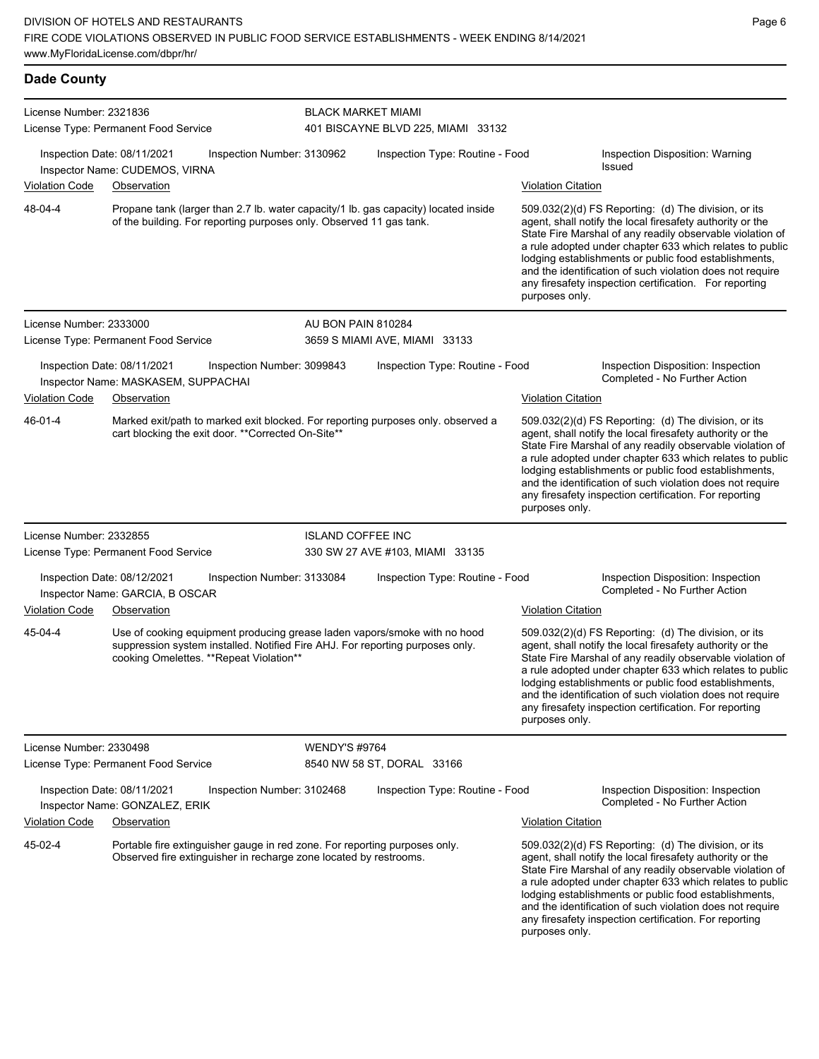## Dade County

**License Number:** 2321836
**License Type:** Permanent Food Service

**BLACK MARKET MIAMI**
401 BISCAYNE BLVD 225, MIAMI 33132

**Inspection Date:** 08/11/2021 **Inspection Number:** 3130962 **Inspection Type:** Routine - Food **Inspection Disposition:** Warning Issued
**Inspector Name:** CUDEMOS, VIRNA

| Violation Code | Observation | Violation Citation |
|---|---|---|
| 48-04-4 | Propane tank (larger than 2.7 lb. water capacity/1 lb. gas capacity) located inside of the building. For reporting purposes only. Observed 11 gas tank. | 509.032(2)(d) FS Reporting: (d) The division, or its agent, shall notify the local firesafety authority or the State Fire Marshal of any readily observable violation of a rule adopted under chapter 633 which relates to public lodging establishments or public food establishments, and the identification of such violation does not require any firesafety inspection certification. For reporting purposes only. |

---

**License Number:** 2333000
**License Type:** Permanent Food Service

**AU BON PAIN 810284**
3659 S MIAMI AVE, MIAMI 33133

**Inspection Date:** 08/11/2021 **Inspection Number:** 3099843 **Inspection Type:** Routine - Food **Inspection Disposition:** Inspection Completed - No Further Action
**Inspector Name:** MASKASEM, SUPPACHAI

| Violation Code | Observation | Violation Citation |
|---|---|---|
| 46-01-4 | Marked exit/path to marked exit blocked. For reporting purposes only. observed a cart blocking the exit door. **Corrected On-Site** | 509.032(2)(d) FS Reporting: (d) The division, or its agent, shall notify the local firesafety authority or the State Fire Marshal of any readily observable violation of a rule adopted under chapter 633 which relates to public lodging establishments or public food establishments, and the identification of such violation does not require any firesafety inspection certification. For reporting purposes only. |

---

**License Number:** 2332855
**License Type:** Permanent Food Service

**ISLAND COFFEE INC**
330 SW 27 AVE #103, MIAMI 33135

**Inspection Date:** 08/12/2021 **Inspection Number:** 3133084 **Inspection Type:** Routine - Food **Inspection Disposition:** Inspection Completed - No Further Action
**Inspector Name:** GARCIA, B OSCAR

| Violation Code | Observation | Violation Citation |
|---|---|---|
| 45-04-4 | Use of cooking equipment producing grease laden vapors/smoke with no hood suppression system installed. Notified Fire AHJ. For reporting purposes only. cooking Omelettes. **Repeat Violation** | 509.032(2)(d) FS Reporting: (d) The division, or its agent, shall notify the local firesafety authority or the State Fire Marshal of any readily observable violation of a rule adopted under chapter 633 which relates to public lodging establishments or public food establishments, and the identification of such violation does not require any firesafety inspection certification. For reporting purposes only. |

---

**License Number:** 2330498
**License Type:** Permanent Food Service

**WENDY'S #9764**
8540 NW 58 ST, DORAL 33166

**Inspection Date:** 08/11/2021 **Inspection Number:** 3102468 **Inspection Type:** Routine - Food **Inspection Disposition:** Inspection Completed - No Further Action
**Inspector Name:** GONZALEZ, ERIK

| Violation Code | Observation | Violation Citation |
|---|---|---|
| 45-02-4 | Portable fire extinguisher gauge in red zone. For reporting purposes only. Observed fire extinguisher in recharge zone located by restrooms. | 509.032(2)(d) FS Reporting: (d) The division, or its agent, shall notify the local firesafety authority or the State Fire Marshal of any readily observable violation of a rule adopted under chapter 633 which relates to public lodging establishments or public food establishments, and the identification of such violation does not require any firesafety inspection certification. For reporting purposes only. |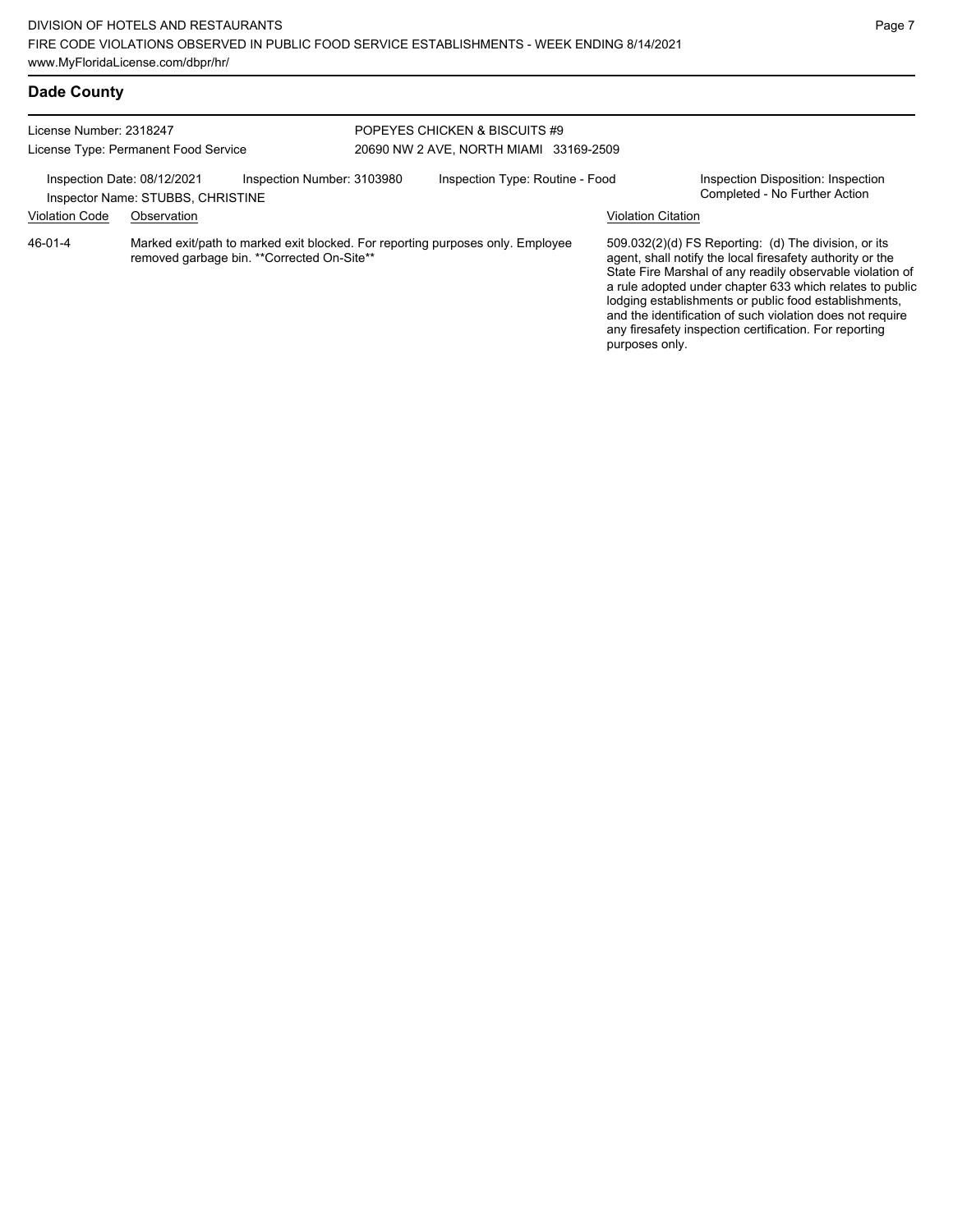## Dade County

License Number: 2318247
License Type: Permanent Food Service

POPEYES CHICKEN & BISCUITS #9
20690 NW 2 AVE, NORTH MIAMI 33169-2509

Inspection Date: 08/12/2021
Inspector Name: STUBBS, CHRISTINE
Inspection Number: 3103980
Inspection Type: Routine - Food
Inspection Disposition: Inspection Completed - No Further Action

| Violation Code | Observation | Violation Citation |
|---|---|---|
| 46-01-4 | Marked exit/path to marked exit blocked. For reporting purposes only. Employee removed garbage bin. **Corrected On-Site** | 509.032(2)(d) FS Reporting: (d) The division, or its agent, shall notify the local firesafety authority or the State Fire Marshal of any readily observable violation of a rule adopted under chapter 633 which relates to public lodging establishments or public food establishments, and the identification of such violation does not require any firesafety inspection certification. For reporting purposes only. |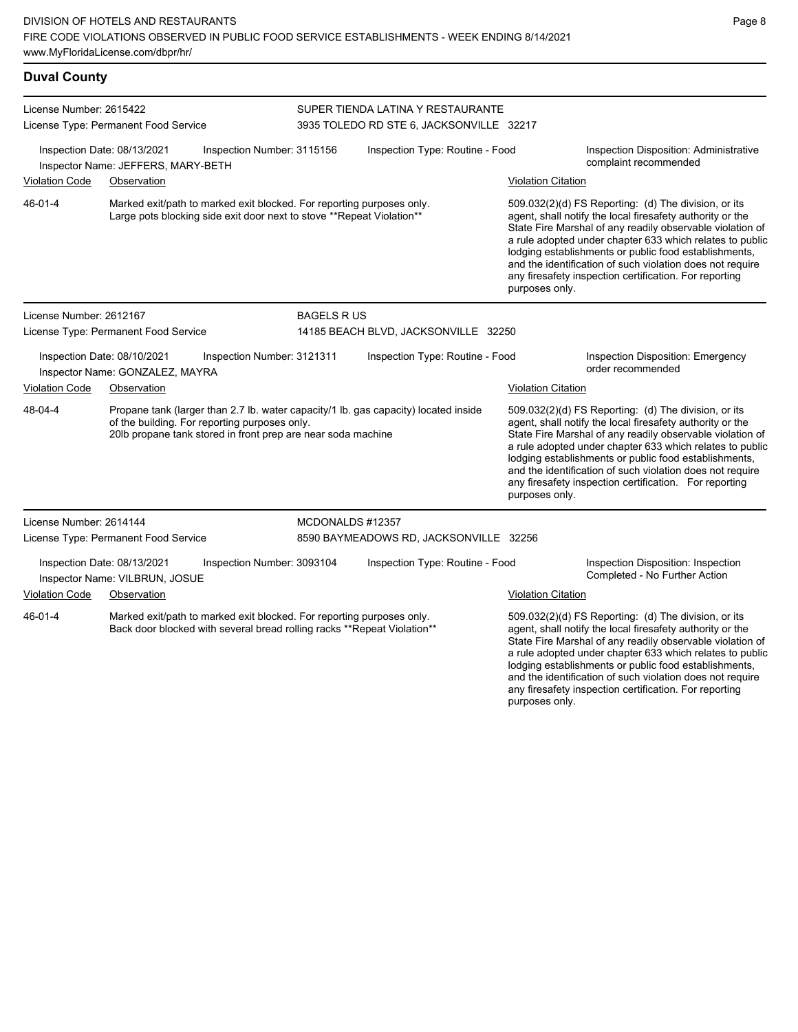## Duval County

**License Number:** 2615422
**License Type:** Permanent Food Service

**SUPER TIENDA LATINA Y RESTAURANTE**
3935 TOLEDO RD STE 6, JACKSONVILLE 32217

Inspection Date: 08/13/2021 | Inspection Number: 3115156 | Inspection Type: Routine - Food | Inspection Disposition: Administrative complaint recommended
Inspector Name: JEFFERS, MARY-BETH

| Violation Code | Observation | Violation Citation |
| --- | --- | --- |
| 46-01-4 | Marked exit/path to marked exit blocked. For reporting purposes only. Large pots blocking side exit door next to stove **Repeat Violation** | 509.032(2)(d) FS Reporting: (d) The division, or its agent, shall notify the local firesafety authority or the State Fire Marshal of any readily observable violation of a rule adopted under chapter 633 which relates to public lodging establishments or public food establishments, and the identification of such violation does not require any firesafety inspection certification. For reporting purposes only. |

---

**License Number:** 2612167
**License Type:** Permanent Food Service

**BAGELS R US**
14185 BEACH BLVD, JACKSONVILLE 32250

Inspection Date: 08/10/2021 | Inspection Number: 3121311 | Inspection Type: Routine - Food | Inspection Disposition: Emergency order recommended
Inspector Name: GONZALEZ, MAYRA

| Violation Code | Observation | Violation Citation |
| --- | --- | --- |
| 48-04-4 | Propane tank (larger than 2.7 lb. water capacity/1 lb. gas capacity) located inside of the building. For reporting purposes only. 20lb propane tank stored in front prep are near soda machine | 509.032(2)(d) FS Reporting: (d) The division, or its agent, shall notify the local firesafety authority or the State Fire Marshal of any readily observable violation of a rule adopted under chapter 633 which relates to public lodging establishments or public food establishments, and the identification of such violation does not require any firesafety inspection certification. For reporting purposes only. |

---

**License Number:** 2614144
**License Type:** Permanent Food Service

**MCDONALDS #12357**
8590 BAYMEADOWS RD, JACKSONVILLE 32256

Inspection Date: 08/13/2021 | Inspection Number: 3093104 | Inspection Type: Routine - Food | Inspection Disposition: Inspection Completed - No Further Action
Inspector Name: VILBRUN, JOSUE

| Violation Code | Observation | Violation Citation |
| --- | --- | --- |
| 46-01-4 | Marked exit/path to marked exit blocked. For reporting purposes only. Back door blocked with several bread rolling racks **Repeat Violation** | 509.032(2)(d) FS Reporting: (d) The division, or its agent, shall notify the local firesafety authority or the State Fire Marshal of any readily observable violation of a rule adopted under chapter 633 which relates to public lodging establishments or public food establishments, and the identification of such violation does not require any firesafety inspection certification. For reporting purposes only. |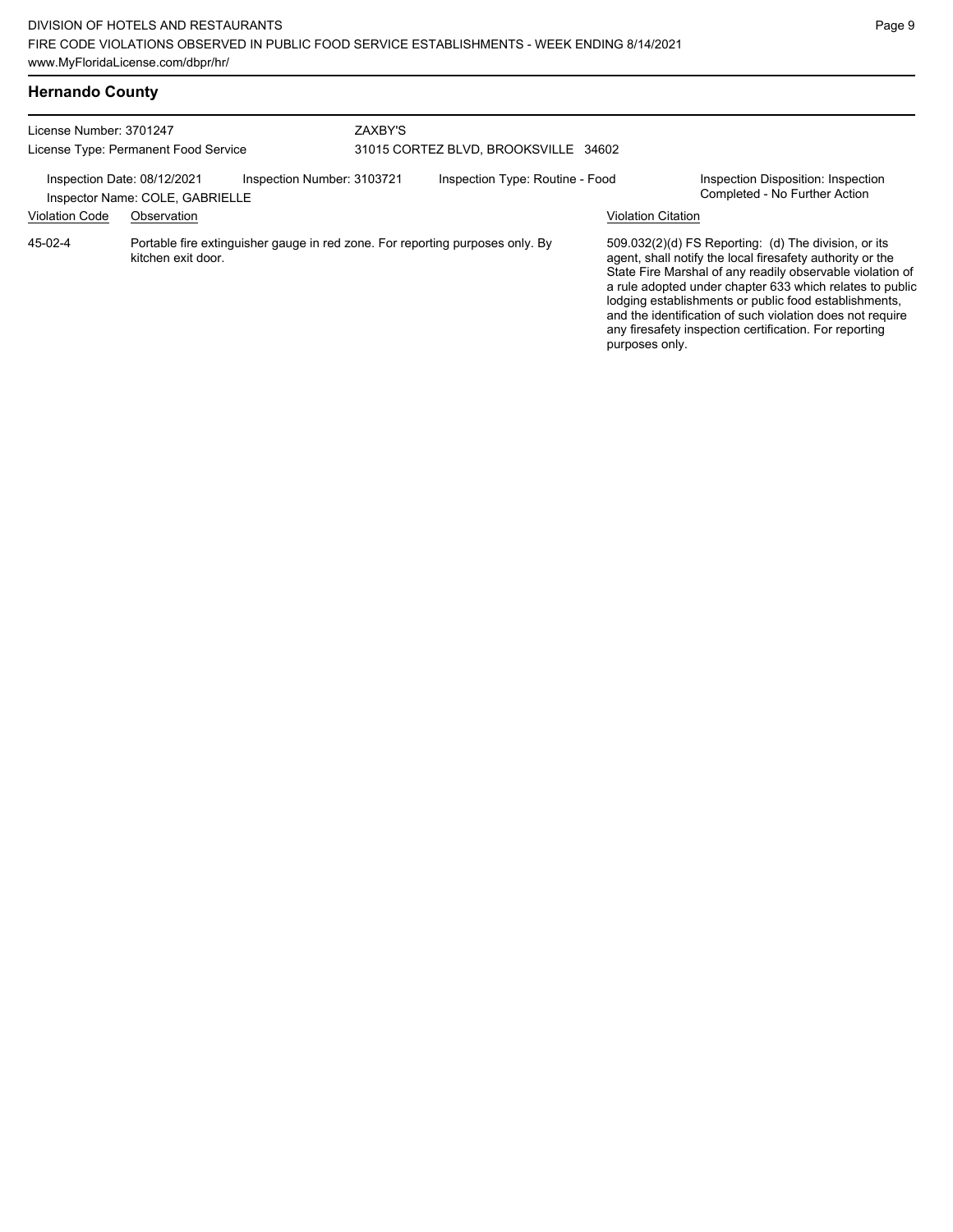## Hernando County

License Number: 3701247
License Type: Permanent Food Service

ZAXBY'S
31015 CORTEZ BLVD, BROOKSVILLE 34602

Inspection Date: 08/12/2021
Inspector Name: COLE, GABRIELLE
Inspection Number: 3103721
Inspection Type: Routine - Food
Inspection Disposition: Inspection Completed - No Further Action

| Violation Code | Observation | Violation Citation |
|---|---|---|
| 45-02-4 | Portable fire extinguisher gauge in red zone. For reporting purposes only. By kitchen exit door. | 509.032(2)(d) FS Reporting: (d) The division, or its agent, shall notify the local firesafety authority or the State Fire Marshal of any readily observable violation of a rule adopted under chapter 633 which relates to public lodging establishments or public food establishments, and the identification of such violation does not require any firesafety inspection certification. For reporting purposes only. |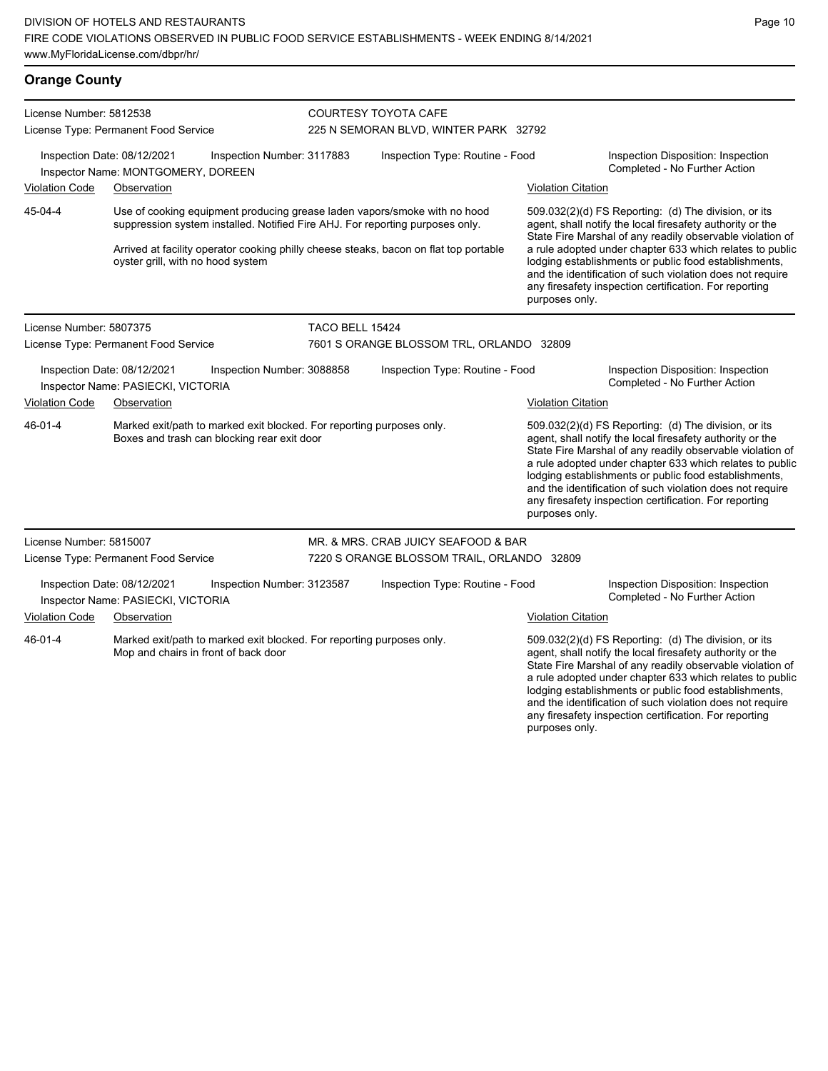## Orange County

**License Number:** 5812538
**License Type:** Permanent Food Service

**COURTESY TOYOTA CAFE**
225 N SEMORAN BLVD, WINTER PARK 32792

**Inspection Date:** 08/12/2021 | **Inspection Number:** 3117883 | **Inspection Type:** Routine - Food | **Inspection Disposition:** Inspection Completed - No Further Action
**Inspector Name:** MONTGOMERY, DOREEN

| Violation Code | Observation | Violation Citation |
|---|---|---|
| 45-04-4 | Use of cooking equipment producing grease laden vapors/smoke with no hood suppression system installed. Notified Fire AHJ. For reporting purposes only.<br><br>Arrived at facility operator cooking philly cheese steaks, bacon on flat top portable oyster grill, with no hood system | 509.032(2)(d) FS Reporting: (d) The division, or its agent, shall notify the local firesafety authority or the State Fire Marshal of any readily observable violation of a rule adopted under chapter 633 which relates to public lodging establishments or public food establishments, and the identification of such violation does not require any firesafety inspection certification. For reporting purposes only. |

---

**License Number:** 5807375
**License Type:** Permanent Food Service

**TACO BELL 15424**
7601 S ORANGE BLOSSOM TRL, ORLANDO 32809

**Inspection Date:** 08/12/2021 | **Inspection Number:** 3088858 | **Inspection Type:** Routine - Food | **Inspection Disposition:** Inspection Completed - No Further Action
**Inspector Name:** PASIECKI, VICTORIA

| Violation Code | Observation | Violation Citation |
|---|---|---|
| 46-01-4 | Marked exit/path to marked exit blocked. For reporting purposes only.<br>Boxes and trash can blocking rear exit door | 509.032(2)(d) FS Reporting: (d) The division, or its agent, shall notify the local firesafety authority or the State Fire Marshal of any readily observable violation of a rule adopted under chapter 633 which relates to public lodging establishments or public food establishments, and the identification of such violation does not require any firesafety inspection certification. For reporting purposes only. |

---

**License Number:** 5815007
**License Type:** Permanent Food Service

**MR. & MRS. CRAB JUICY SEAFOOD & BAR**
7220 S ORANGE BLOSSOM TRAIL, ORLANDO 32809

**Inspection Date:** 08/12/2021 | **Inspection Number:** 3123587 | **Inspection Type:** Routine - Food | **Inspection Disposition:** Inspection Completed - No Further Action
**Inspector Name:** PASIECKI, VICTORIA

| Violation Code | Observation | Violation Citation |
|---|---|---|
| 46-01-4 | Marked exit/path to marked exit blocked. For reporting purposes only.<br>Mop and chairs in front of back door | 509.032(2)(d) FS Reporting: (d) The division, or its agent, shall notify the local firesafety authority or the State Fire Marshal of any readily observable violation of a rule adopted under chapter 633 which relates to public lodging establishments or public food establishments, and the identification of such violation does not require any firesafety inspection certification. For reporting purposes only. |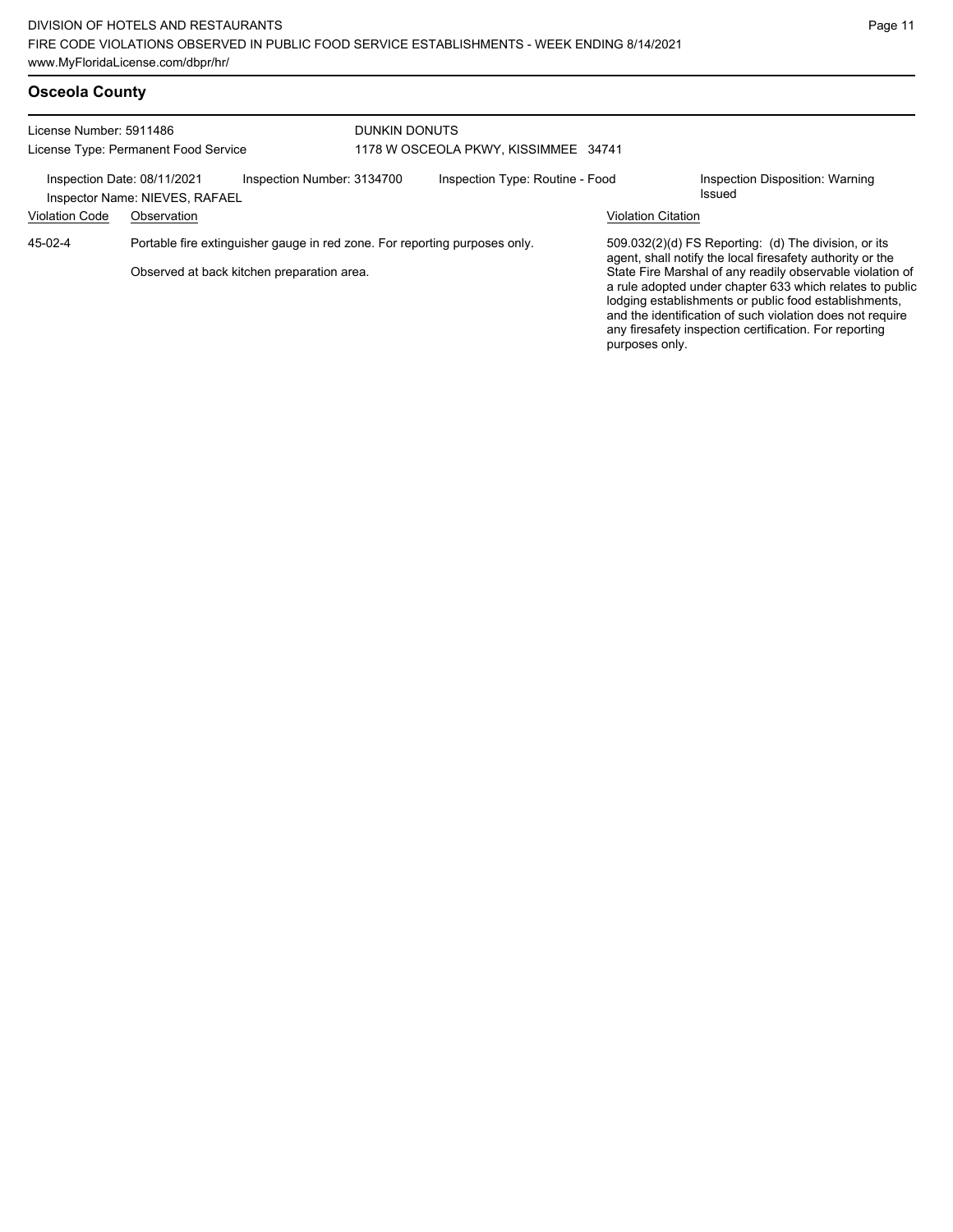## Osceola County

License Number: 5911486
License Type: Permanent Food Service

DUNKIN DONUTS
1178 W OSCEOLA PKWY, KISSIMMEE 34741

Inspection Date: 08/11/2021
Inspector Name: NIEVES, RAFAEL
Inspection Number: 3134700
Inspection Type: Routine - Food
Inspection Disposition: Warning Issued

| Violation Code | Observation | Violation Citation |
|---|---|---|
| 45-02-4 | Portable fire extinguisher gauge in red zone. For reporting purposes only.<br><br>Observed at back kitchen preparation area. | 509.032(2)(d) FS Reporting: (d) The division, or its agent, shall notify the local firesafety authority or the State Fire Marshal of any readily observable violation of a rule adopted under chapter 633 which relates to public lodging establishments or public food establishments, and the identification of such violation does not require any firesafety inspection certification. For reporting purposes only. |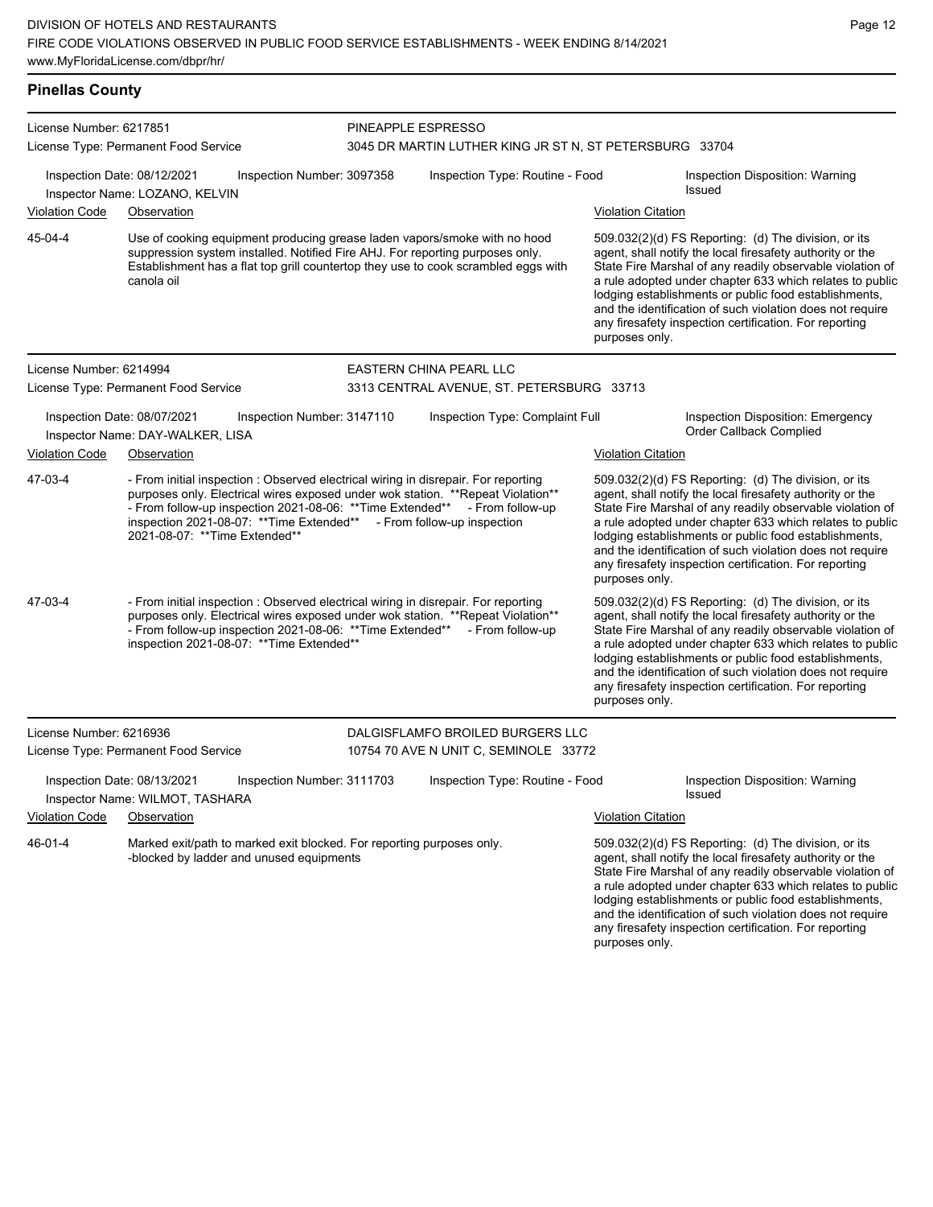## Pinellas County

**License Number:** 6217851
**License Type:** Permanent Food Service

**PINEAPPLE ESPRESSO**
3045 DR MARTIN LUTHER KING JR ST N, ST PETERSBURG 33704

**Inspection Date:** 08/12/2021 **Inspection Number:** 3097358 **Inspection Type:** Routine - Food **Inspection Disposition:** Warning Issued
**Inspector Name:** LOZANO, KELVIN

| Violation Code | Observation | Violation Citation |
| --- | --- | --- |
| 45-04-4 | Use of cooking equipment producing grease laden vapors/smoke with no hood suppression system installed. Notified Fire AHJ. For reporting purposes only. Establishment has a flat top grill countertop they use to cook scrambled eggs with canola oil | 509.032(2)(d) FS Reporting: (d) The division, or its agent, shall notify the local firesafety authority or the State Fire Marshal of any readily observable violation of a rule adopted under chapter 633 which relates to public lodging establishments or public food establishments, and the identification of such violation does not require any firesafety inspection certification. For reporting purposes only. |

**License Number:** 6214994
**License Type:** Permanent Food Service

**EASTERN CHINA PEARL LLC**
3313 CENTRAL AVENUE, ST. PETERSBURG 33713

**Inspection Date:** 08/07/2021 **Inspection Number:** 3147110 **Inspection Type:** Complaint Full **Inspection Disposition:** Emergency Order Callback Complied
**Inspector Name:** DAY-WALKER, LISA

| Violation Code | Observation | Violation Citation |
| --- | --- | --- |
| 47-03-4 | - From initial inspection : Observed electrical wiring in disrepair. For reporting purposes only. Electrical wires exposed under wok station. **Repeat Violation** - From follow-up inspection 2021-08-06: **Time Extended** - From follow-up inspection 2021-08-07: **Time Extended** - From follow-up inspection 2021-08-07: **Time Extended** | 509.032(2)(d) FS Reporting: (d) The division, or its agent, shall notify the local firesafety authority or the State Fire Marshal of any readily observable violation of a rule adopted under chapter 633 which relates to public lodging establishments or public food establishments, and the identification of such violation does not require any firesafety inspection certification. For reporting purposes only. |
| 47-03-4 | - From initial inspection : Observed electrical wiring in disrepair. For reporting purposes only. Electrical wires exposed under wok station. **Repeat Violation** - From follow-up inspection 2021-08-06: **Time Extended** - From follow-up inspection 2021-08-07: **Time Extended** | 509.032(2)(d) FS Reporting: (d) The division, or its agent, shall notify the local firesafety authority or the State Fire Marshal of any readily observable violation of a rule adopted under chapter 633 which relates to public lodging establishments or public food establishments, and the identification of such violation does not require any firesafety inspection certification. For reporting purposes only. |

**License Number:** 6216936
**License Type:** Permanent Food Service

**DALGISFLAMFO BROILED BURGERS LLC**
10754 70 AVE N UNIT C, SEMINOLE 33772

**Inspection Date:** 08/13/2021 **Inspection Number:** 3111703 **Inspection Type:** Routine - Food **Inspection Disposition:** Warning Issued
**Inspector Name:** WILMOT, TASHARA

| Violation Code | Observation | Violation Citation |
| --- | --- | --- |
| 46-01-4 | Marked exit/path to marked exit blocked. For reporting purposes only. -blocked by ladder and unused equipments | 509.032(2)(d) FS Reporting: (d) The division, or its agent, shall notify the local firesafety authority or the State Fire Marshal of any readily observable violation of a rule adopted under chapter 633 which relates to public lodging establishments or public food establishments, and the identification of such violation does not require any firesafety inspection certification. For reporting purposes only. |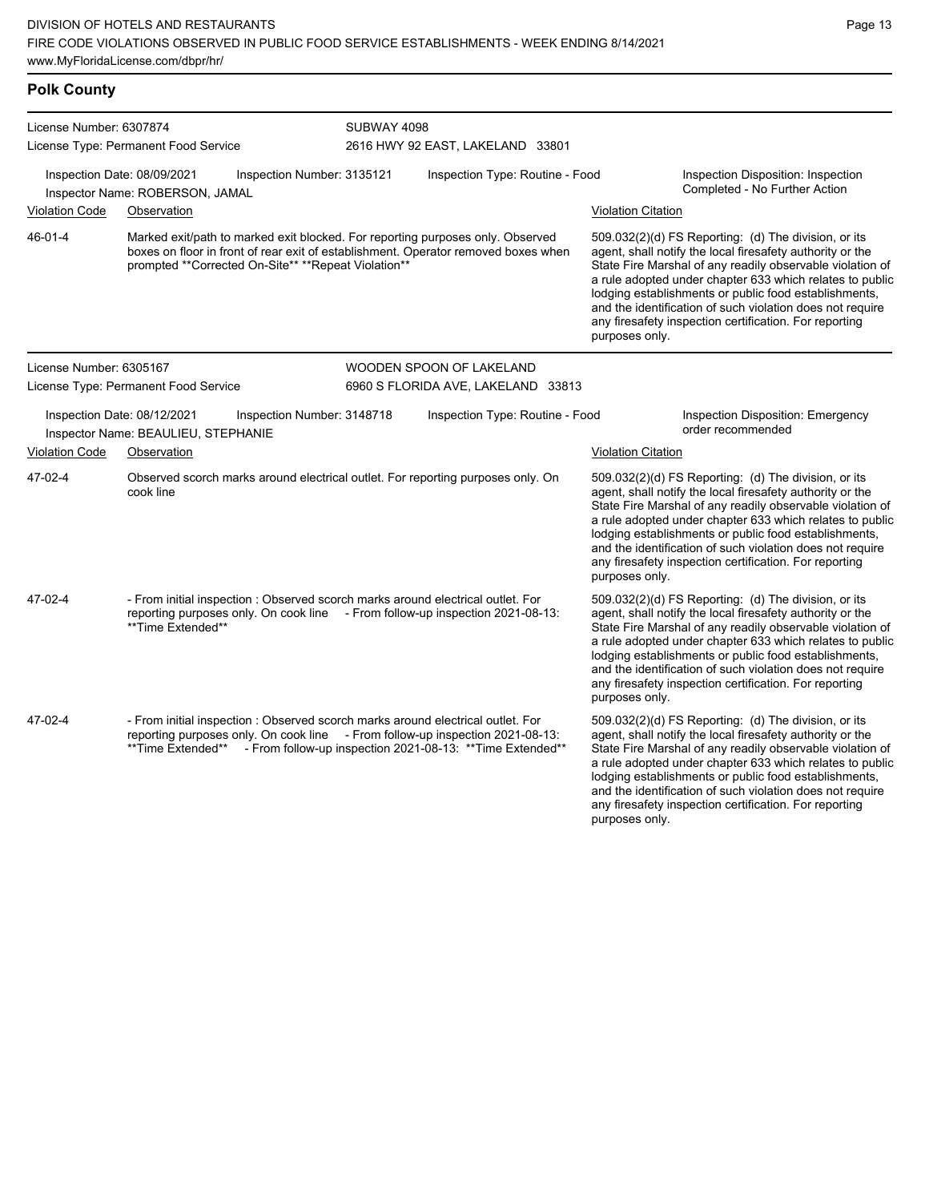## Polk County

**License Number:** 6307874
**License Type:** Permanent Food Service

**SUBWAY 4098**
2616 HWY 92 EAST, LAKELAND 33801

Inspection Date: 08/09/2021 | Inspection Number: 3135121 | Inspection Type: Routine - Food | Inspection Disposition: Inspection Completed - No Further Action

Inspector Name: ROBERSON, JAMAL

| Violation Code | Observation | Violation Citation |
| --- | --- | --- |
| 46-01-4 | Marked exit/path to marked exit blocked. For reporting purposes only. Observed boxes on floor in front of rear exit of establishment. Operator removed boxes when prompted **Corrected On-Site** **Repeat Violation** | 509.032(2)(d) FS Reporting: (d) The division, or its agent, shall notify the local firesafety authority or the State Fire Marshal of any readily observable violation of a rule adopted under chapter 633 which relates to public lodging establishments or public food establishments, and the identification of such violation does not require any firesafety inspection certification. For reporting purposes only. |

**License Number:** 6305167
**License Type:** Permanent Food Service

**WOODEN SPOON OF LAKELAND**
6960 S FLORIDA AVE, LAKELAND 33813

Inspection Date: 08/12/2021 | Inspection Number: 3148718 | Inspection Type: Routine - Food | Inspection Disposition: Emergency order recommended

Inspector Name: BEAULIEU, STEPHANIE

| Violation Code | Observation | Violation Citation |
| --- | --- | --- |
| 47-02-4 | Observed scorch marks around electrical outlet. For reporting purposes only. On cook line | 509.032(2)(d) FS Reporting: (d) The division, or its agent, shall notify the local firesafety authority or the State Fire Marshal of any readily observable violation of a rule adopted under chapter 633 which relates to public lodging establishments or public food establishments, and the identification of such violation does not require any firesafety inspection certification. For reporting purposes only. |
| 47-02-4 | - From initial inspection : Observed scorch marks around electrical outlet. For reporting purposes only. On cook line - From follow-up inspection 2021-08-13: **Time Extended** | 509.032(2)(d) FS Reporting: (d) The division, or its agent, shall notify the local firesafety authority or the State Fire Marshal of any readily observable violation of a rule adopted under chapter 633 which relates to public lodging establishments or public food establishments, and the identification of such violation does not require any firesafety inspection certification. For reporting purposes only. |
| 47-02-4 | - From initial inspection : Observed scorch marks around electrical outlet. For reporting purposes only. On cook line - From follow-up inspection 2021-08-13: **Time Extended** - From follow-up inspection 2021-08-13: **Time Extended** | 509.032(2)(d) FS Reporting: (d) The division, or its agent, shall notify the local firesafety authority or the State Fire Marshal of any readily observable violation of a rule adopted under chapter 633 which relates to public lodging establishments or public food establishments, and the identification of such violation does not require any firesafety inspection certification. For reporting purposes only. |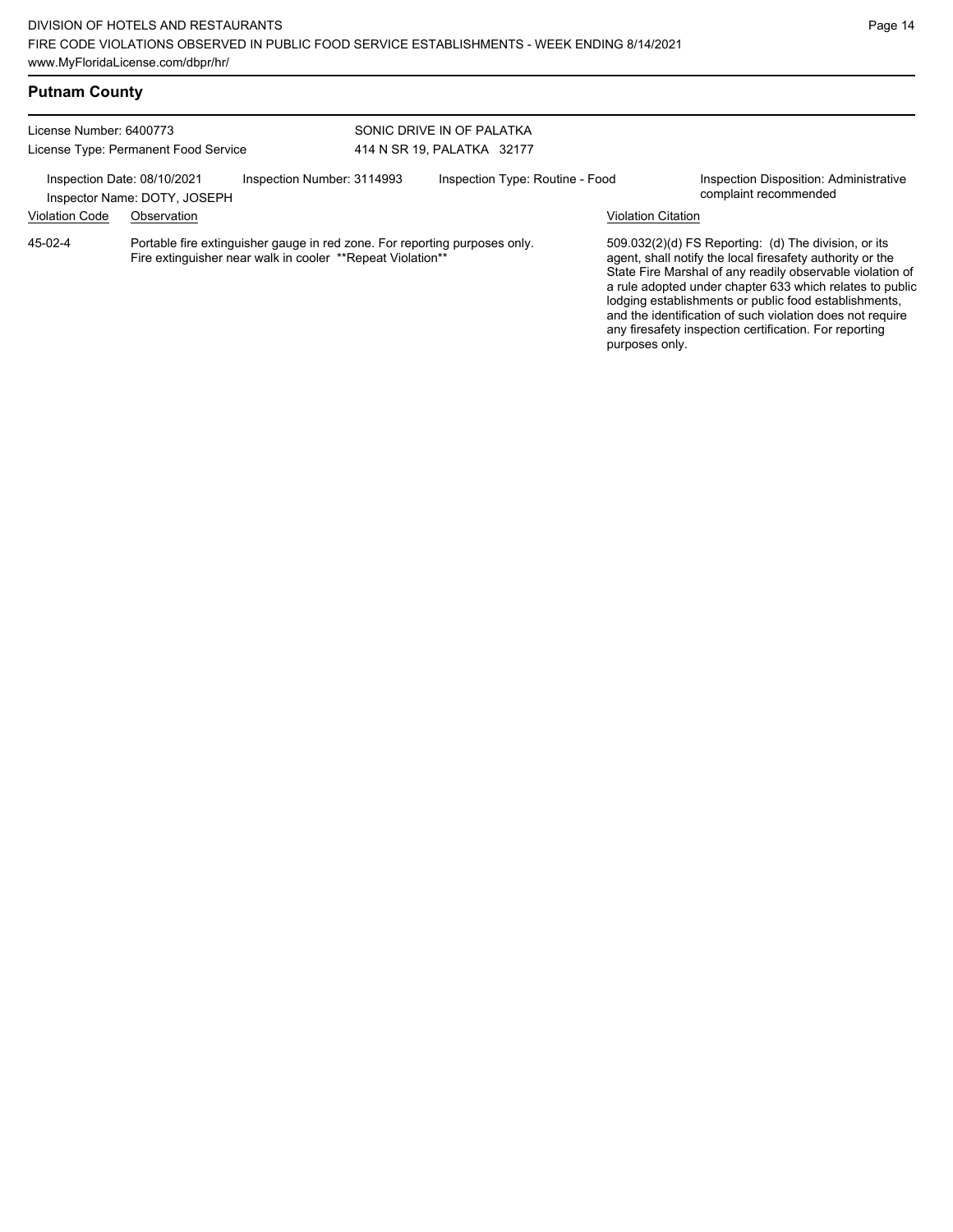## Putnam County

License Number: 6400773
License Type: Permanent Food Service

SONIC DRIVE IN OF PALATKA
414 N SR 19, PALATKA 32177

Inspection Date: 08/10/2021
Inspector Name: DOTY, JOSEPH
Inspection Number: 3114993
Inspection Type: Routine - Food
Inspection Disposition: Administrative complaint recommended

| Violation Code | Observation | Violation Citation |
|---|---|---|
| 45-02-4 | Portable fire extinguisher gauge in red zone. For reporting purposes only. Fire extinguisher near walk in cooler **Repeat Violation** | 509.032(2)(d) FS Reporting: (d) The division, or its agent, shall notify the local firesafety authority or the State Fire Marshal of any readily observable violation of a rule adopted under chapter 633 which relates to public lodging establishments or public food establishments, and the identification of such violation does not require any firesafety inspection certification. For reporting purposes only. |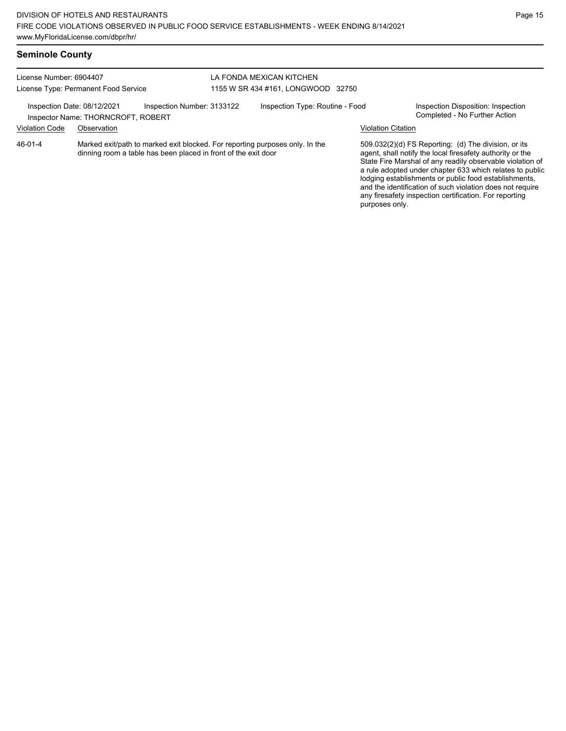## Seminole County

License Number: 6904407
License Type: Permanent Food Service

LA FONDA MEXICAN KITCHEN
1155 W SR 434 #161, LONGWOOD 32750

Inspection Date: 08/12/2021
Inspector Name: THORNCROFT, ROBERT

Inspection Number: 3133122

Inspection Type: Routine - Food

Inspection Disposition: Inspection Completed - No Further Action

| Violation Code | Observation | Violation Citation |
| --- | --- | --- |
| 46-01-4 | Marked exit/path to marked exit blocked. For reporting purposes only. In the dinning room a table has been placed in front of the exit door | 509.032(2)(d) FS Reporting: (d) The division, or its agent, shall notify the local firesafety authority or the State Fire Marshal of any readily observable violation of a rule adopted under chapter 633 which relates to public lodging establishments or public food establishments, and the identification of such violation does not require any firesafety inspection certification. For reporting purposes only. |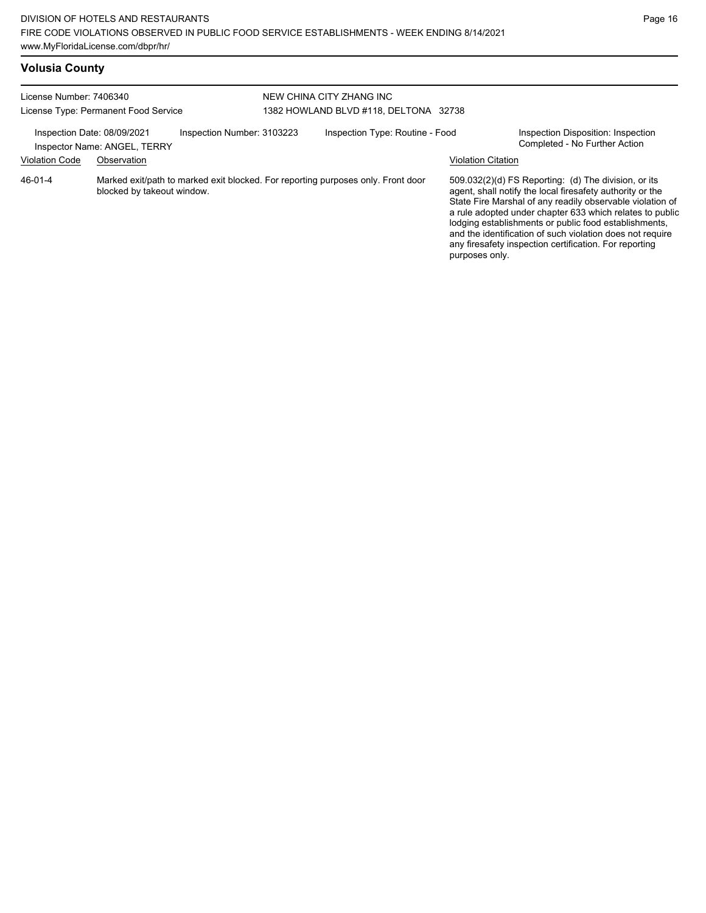## Volusia County

License Number: 7406340
License Type: Permanent Food Service

NEW CHINA CITY ZHANG INC
1382 HOWLAND BLVD #118, DELTONA 32738

Inspection Date: 08/09/2021
Inspector Name: ANGEL, TERRY

Inspection Number: 3103223

Inspection Type: Routine - Food

Inspection Disposition: Inspection Completed - No Further Action

| Violation Code | Observation | Violation Citation |
| --- | --- | --- |
| 46-01-4 | Marked exit/path to marked exit blocked. For reporting purposes only. Front door blocked by takeout window. | 509.032(2)(d) FS Reporting: (d) The division, or its agent, shall notify the local firesafety authority or the State Fire Marshal of any readily observable violation of a rule adopted under chapter 633 which relates to public lodging establishments or public food establishments, and the identification of such violation does not require any firesafety inspection certification. For reporting purposes only. |